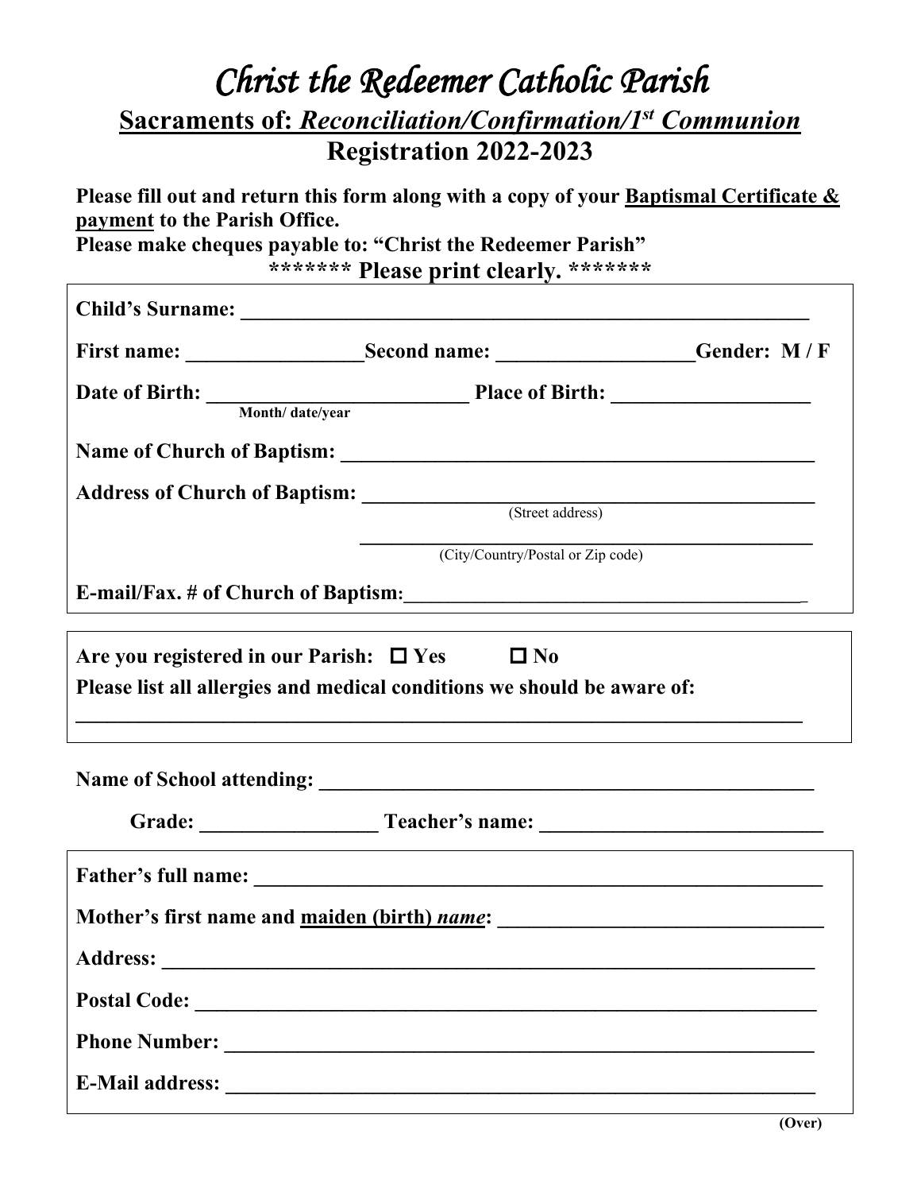# *Christ the Redeemer Catholic Parish*

## Sacraments of: *Reconciliation/Confirmation/1st Communion*

## Registration 2022-2023

**Please fill out and return this form along with a copy of your Baptismal Certificate & payment to the Parish Office.**
**Please make cheques payable to: "Christ the Redeemer Parish"**

**\*\*\*\*\*\*\* Please print clearly. \*\*\*\*\*\*\***

**Child's Surname:** ___________________________________________________________

**First name:** _________________ **Second name:** ___________________ **Gender: M / F**

**Date of Birth:** _________________________ **Place of Birth:** ____________________
Month/ date/year

**Name of Church of Baptism:** _______________________________________________

**Address of Church of Baptism:** _____________________________________________
(Street address)

_____________________________________________
(City/Country/Postal or Zip code)

**E-mail/Fax. # of Church of Baptism:** _________________________________________

**Are you registered in our Parish:** ☐ **Yes** ☐ **No**

**Please list all allergies and medical conditions we should be aware of:**

___________________________________________________________________________

**Name of School attending:** ________________________________________________

**Grade:** _________________ **Teacher's name:** ___________________________

**Father's full name:** _____________________________________________________

**Mother's first name and maiden (birth) *name*:** _______________________________

**Address:** ______________________________________________________________

**Postal Code:** ___________________________________________________________

**Phone Number:** _________________________________________________________

**E-Mail address:** ________________________________________________________

**(Over)**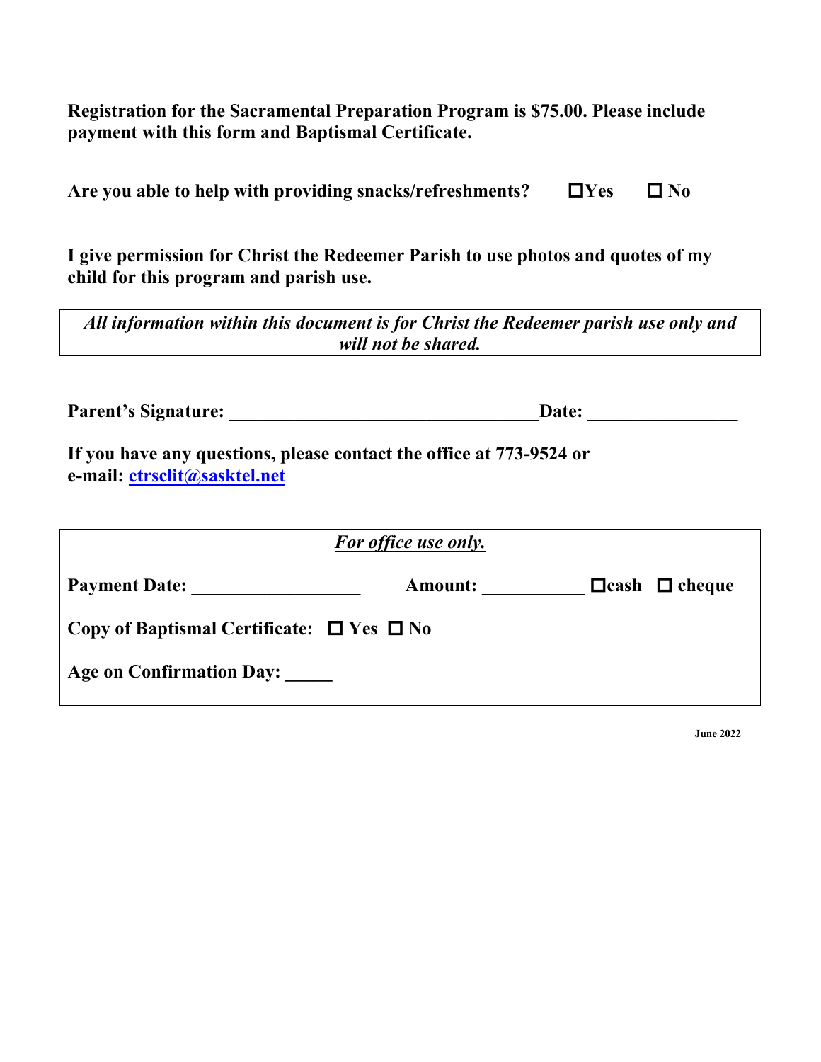**Registration for the Sacramental Preparation Program is $75.00. Please include payment with this form and Baptismal Certificate.**

**Are you able to help with providing snacks/refreshments? ☐Yes ☐ No**

**I give permission for Christ the Redeemer Parish to use photos and quotes of my child for this program and parish use.**

***All information within this document is for Christ the Redeemer parish use only and will not be shared.***

**Parent's Signature: ________________________________Date: _______________**

**If you have any questions, please contact the office at 773-9524 or e-mail: [ctrsclit@sasktel.net](mailto:ctrsclit@sasktel.net)**

***For office use only.***

**Payment Date: _________________ Amount: __________ ☐cash ☐ cheque**

**Copy of Baptismal Certificate: ☐ Yes ☐ No**

**Age on Confirmation Day: _____**

**June 2022**